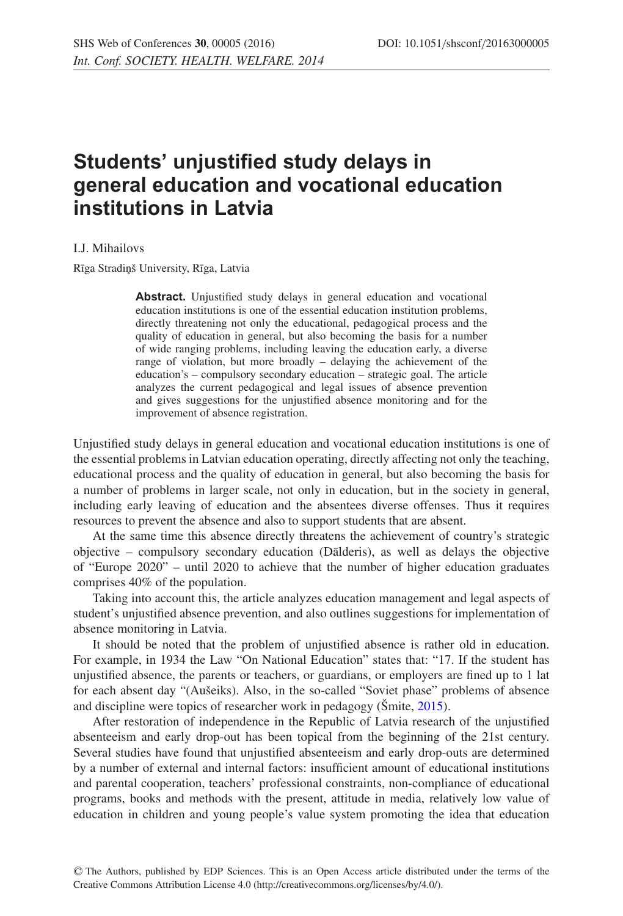# Students' unjustified study delays in general education and vocational education institutions in Latvia

I.J. Mihailovs

Rīga Stradiņš University, Rīga, Latvia

**Abstract.** Unjustified study delays in general education and vocational education institutions is one of the essential education institution problems, directly threatening not only the educational, pedagogical process and the quality of education in general, but also becoming the basis for a number of wide ranging problems, including leaving the education early, a diverse range of violation, but more broadly – delaying the achievement of the education's – compulsory secondary education – strategic goal. The article analyzes the current pedagogical and legal issues of absence prevention and gives suggestions for the unjustified absence monitoring and for the improvement of absence registration.

Unjustified study delays in general education and vocational education institutions is one of the essential problems in Latvian education operating, directly affecting not only the teaching, educational process and the quality of education in general, but also becoming the basis for a number of problems in larger scale, not only in education, but in the society in general, including early leaving of education and the absentees diverse offenses. Thus it requires resources to prevent the absence and also to support students that are absent.

At the same time this absence directly threatens the achievement of country's strategic objective – compulsory secondary education (Dālderis), as well as delays the objective of "Europe 2020" – until 2020 to achieve that the number of higher education graduates comprises 40% of the population.

Taking into account this, the article analyzes education management and legal aspects of student's unjustified absence prevention, and also outlines suggestions for implementation of absence monitoring in Latvia.

It should be noted that the problem of unjustified absence is rather old in education. For example, in 1934 the Law "On National Education" states that: "17. If the student has unjustified absence, the parents or teachers, or guardians, or employers are fined up to 1 lat for each absent day "(Aušeiks). Also, in the so-called "Soviet phase" problems of absence and discipline were topics of researcher work in pedagogy (Šmite, 2015).

After restoration of independence in the Republic of Latvia research of the unjustified absenteeism and early drop-out has been topical from the beginning of the 21st century. Several studies have found that unjustified absenteeism and early drop-outs are determined by a number of external and internal factors: insufficient amount of educational institutions and parental cooperation, teachers' professional constraints, non-compliance of educational programs, books and methods with the present, attitude in media, relatively low value of education in children and young people's value system promoting the idea that education

© The Authors, published by EDP Sciences. This is an Open Access article distributed under the terms of the Creative Commons Attribution License 4.0 (http://creativecommons.org/licenses/by/4.0/).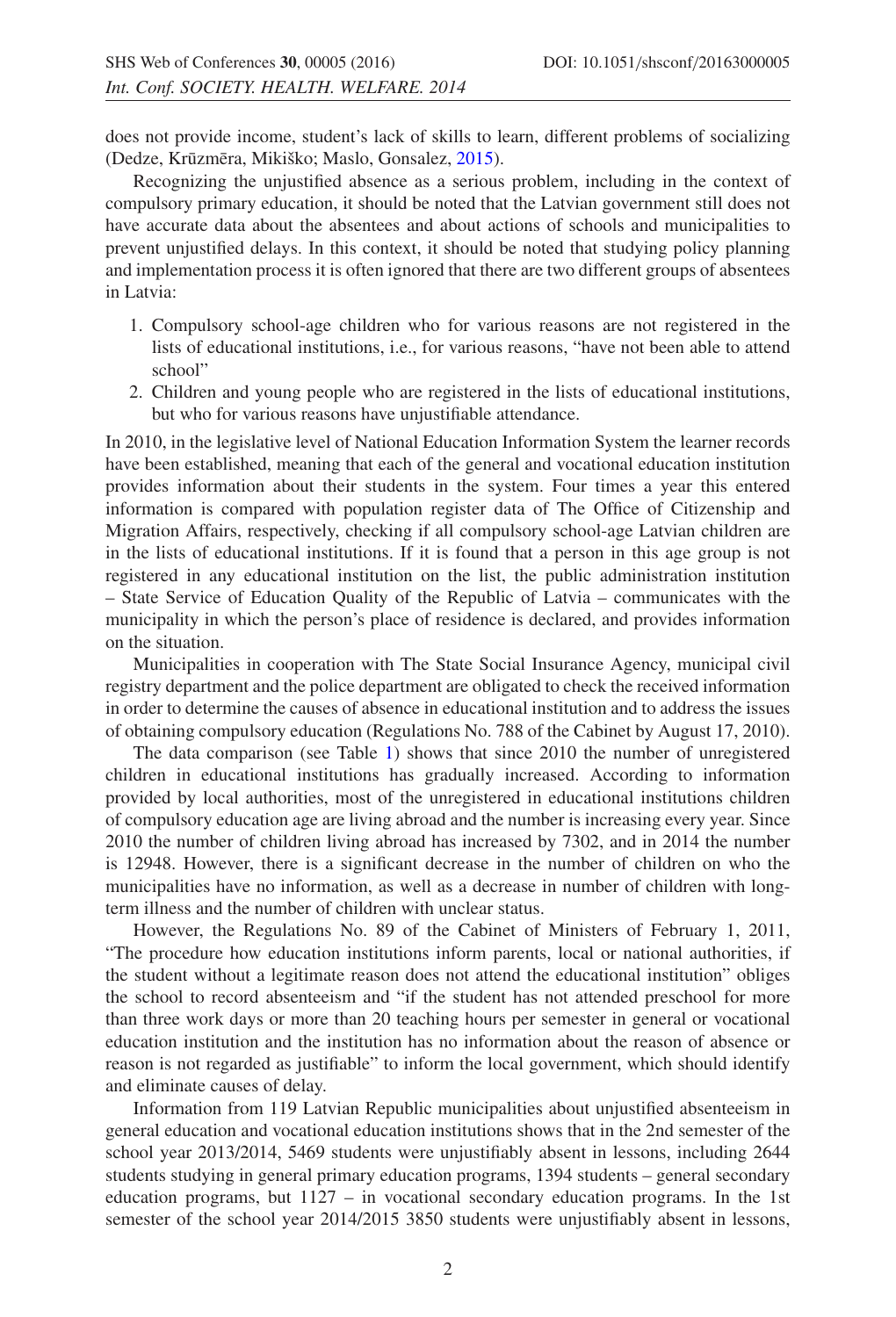does not provide income, student's lack of skills to learn, different problems of socializing (Dedze, Krūzmēra, Mikiško; Maslo, Gonsalez, 2015).

Recognizing the unjustified absence as a serious problem, including in the context of compulsory primary education, it should be noted that the Latvian government still does not have accurate data about the absentees and about actions of schools and municipalities to prevent unjustified delays. In this context, it should be noted that studying policy planning and implementation process it is often ignored that there are two different groups of absentees in Latvia:

1. Compulsory school-age children who for various reasons are not registered in the lists of educational institutions, i.e., for various reasons, "have not been able to attend school"
2. Children and young people who are registered in the lists of educational institutions, but who for various reasons have unjustifiable attendance.

In 2010, in the legislative level of National Education Information System the learner records have been established, meaning that each of the general and vocational education institution provides information about their students in the system. Four times a year this entered information is compared with population register data of The Office of Citizenship and Migration Affairs, respectively, checking if all compulsory school-age Latvian children are in the lists of educational institutions. If it is found that a person in this age group is not registered in any educational institution on the list, the public administration institution – State Service of Education Quality of the Republic of Latvia – communicates with the municipality in which the person's place of residence is declared, and provides information on the situation.

Municipalities in cooperation with The State Social Insurance Agency, municipal civil registry department and the police department are obligated to check the received information in order to determine the causes of absence in educational institution and to address the issues of obtaining compulsory education (Regulations No. 788 of the Cabinet by August 17, 2010).

The data comparison (see Table 1) shows that since 2010 the number of unregistered children in educational institutions has gradually increased. According to information provided by local authorities, most of the unregistered in educational institutions children of compulsory education age are living abroad and the number is increasing every year. Since 2010 the number of children living abroad has increased by 7302, and in 2014 the number is 12948. However, there is a significant decrease in the number of children on who the municipalities have no information, as well as a decrease in number of children with long-term illness and the number of children with unclear status.

However, the Regulations No. 89 of the Cabinet of Ministers of February 1, 2011, "The procedure how education institutions inform parents, local or national authorities, if the student without a legitimate reason does not attend the educational institution" obliges the school to record absenteeism and "if the student has not attended preschool for more than three work days or more than 20 teaching hours per semester in general or vocational education institution and the institution has no information about the reason of absence or reason is not regarded as justifiable" to inform the local government, which should identify and eliminate causes of delay.

Information from 119 Latvian Republic municipalities about unjustified absenteeism in general education and vocational education institutions shows that in the 2nd semester of the school year 2013/2014, 5469 students were unjustifiably absent in lessons, including 2644 students studying in general primary education programs, 1394 students – general secondary education programs, but 1127 – in vocational secondary education programs. In the 1st semester of the school year 2014/2015 3850 students were unjustifiably absent in lessons,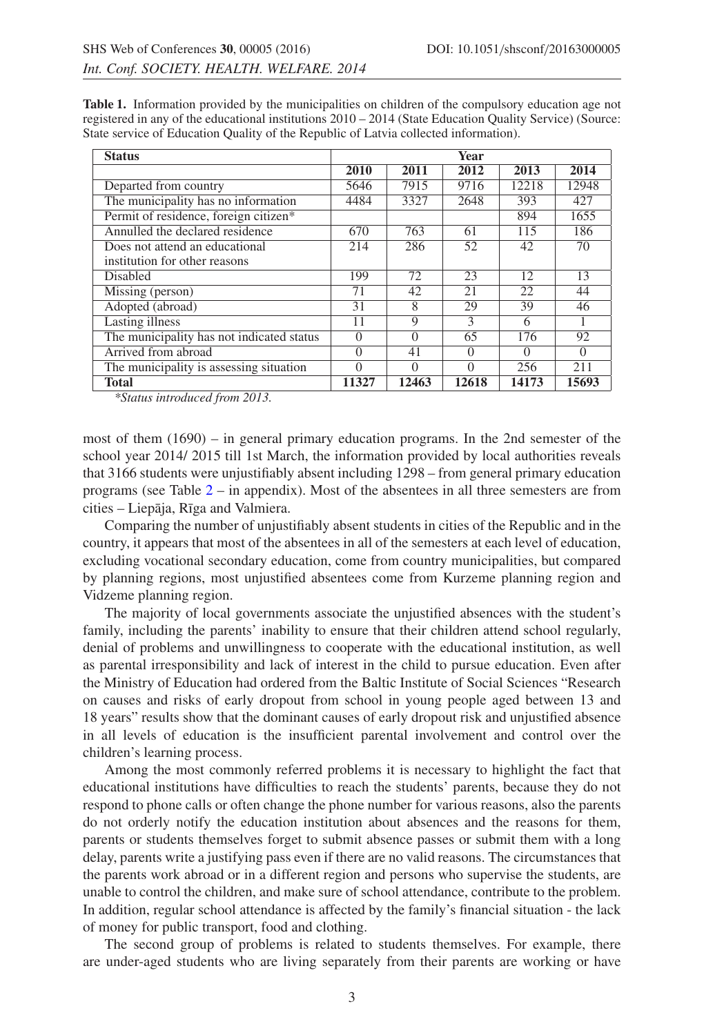**Table 1.** Information provided by the municipalities on children of the compulsory education age not registered in any of the educational institutions 2010 – 2014 (State Education Quality Service) (Source: State service of Education Quality of the Republic of Latvia collected information).

| Status | Year | | | | |
|---|---|---|---|---|---|
| | **2010** | **2011** | **2012** | **2013** | **2014** |
| Departed from country | 5646 | 7915 | 9716 | 12218 | 12948 |
| The municipality has no information | 4484 | 3327 | 2648 | 393 | 427 |
| Permit of residence, foreign citizen* | | | | 894 | 1655 |
| Annulled the declared residence | 670 | 763 | 61 | 115 | 186 |
| Does not attend an educational institution for other reasons | 214 | 286 | 52 | 42 | 70 |
| Disabled | 199 | 72 | 23 | 12 | 13 |
| Missing (person) | 71 | 42 | 21 | 22 | 44 |
| Adopted (abroad) | 31 | 8 | 29 | 39 | 46 |
| Lasting illness | 11 | 9 | 3 | 6 | 1 |
| The municipality has not indicated status | 0 | 0 | 65 | 176 | 92 |
| Arrived from abroad | 0 | 41 | 0 | 0 | 0 |
| The municipality is assessing situation | 0 | 0 | 0 | 256 | 211 |
| **Total** | **11327** | **12463** | **12618** | **14173** | **15693** |

*Status introduced from 2013.*

most of them (1690) – in general primary education programs. In the 2nd semester of the school year 2014/ 2015 till 1st March, the information provided by local authorities reveals that 3166 students were unjustifiably absent including 1298 – from general primary education programs (see Table 2 – in appendix). Most of the absentees in all three semesters are from cities – Liepāja, Rīga and Valmiera.

Comparing the number of unjustifiably absent students in cities of the Republic and in the country, it appears that most of the absentees in all of the semesters at each level of education, excluding vocational secondary education, come from country municipalities, but compared by planning regions, most unjustified absentees come from Kurzeme planning region and Vidzeme planning region.

The majority of local governments associate the unjustified absences with the student's family, including the parents' inability to ensure that their children attend school regularly, denial of problems and unwillingness to cooperate with the educational institution, as well as parental irresponsibility and lack of interest in the child to pursue education. Even after the Ministry of Education had ordered from the Baltic Institute of Social Sciences "Research on causes and risks of early dropout from school in young people aged between 13 and 18 years" results show that the dominant causes of early dropout risk and unjustified absence in all levels of education is the insufficient parental involvement and control over the children's learning process.

Among the most commonly referred problems it is necessary to highlight the fact that educational institutions have difficulties to reach the students' parents, because they do not respond to phone calls or often change the phone number for various reasons, also the parents do not orderly notify the education institution about absences and the reasons for them, parents or students themselves forget to submit absence passes or submit them with a long delay, parents write a justifying pass even if there are no valid reasons. The circumstances that the parents work abroad or in a different region and persons who supervise the students, are unable to control the children, and make sure of school attendance, contribute to the problem. In addition, regular school attendance is affected by the family's financial situation - the lack of money for public transport, food and clothing.

The second group of problems is related to students themselves. For example, there are under-aged students who are living separately from their parents are working or have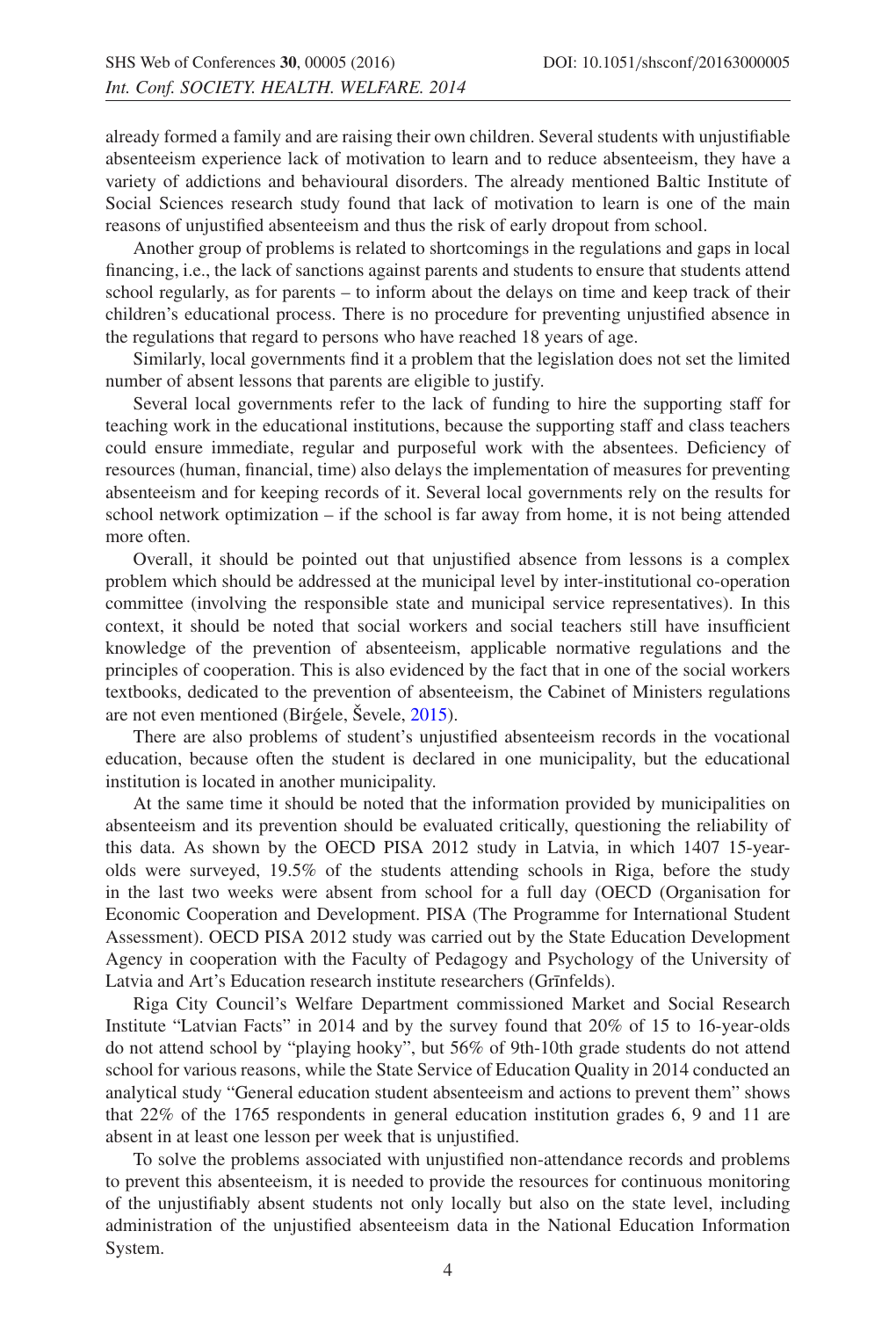already formed a family and are raising their own children. Several students with unjustifiable absenteeism experience lack of motivation to learn and to reduce absenteeism, they have a variety of addictions and behavioural disorders. The already mentioned Baltic Institute of Social Sciences research study found that lack of motivation to learn is one of the main reasons of unjustified absenteeism and thus the risk of early dropout from school.

Another group of problems is related to shortcomings in the regulations and gaps in local financing, i.e., the lack of sanctions against parents and students to ensure that students attend school regularly, as for parents – to inform about the delays on time and keep track of their children's educational process. There is no procedure for preventing unjustified absence in the regulations that regard to persons who have reached 18 years of age.

Similarly, local governments find it a problem that the legislation does not set the limited number of absent lessons that parents are eligible to justify.

Several local governments refer to the lack of funding to hire the supporting staff for teaching work in the educational institutions, because the supporting staff and class teachers could ensure immediate, regular and purposeful work with the absentees. Deficiency of resources (human, financial, time) also delays the implementation of measures for preventing absenteeism and for keeping records of it. Several local governments rely on the results for school network optimization – if the school is far away from home, it is not being attended more often.

Overall, it should be pointed out that unjustified absence from lessons is a complex problem which should be addressed at the municipal level by inter-institutional co-operation committee (involving the responsible state and municipal service representatives). In this context, it should be noted that social workers and social teachers still have insufficient knowledge of the prevention of absenteeism, applicable normative regulations and the principles of cooperation. This is also evidenced by the fact that in one of the social workers textbooks, dedicated to the prevention of absenteeism, the Cabinet of Ministers regulations are not even mentioned (Birģele, Ševele, 2015).

There are also problems of student's unjustified absenteeism records in the vocational education, because often the student is declared in one municipality, but the educational institution is located in another municipality.

At the same time it should be noted that the information provided by municipalities on absenteeism and its prevention should be evaluated critically, questioning the reliability of this data. As shown by the OECD PISA 2012 study in Latvia, in which 1407 15-year-olds were surveyed, 19.5% of the students attending schools in Riga, before the study in the last two weeks were absent from school for a full day (OECD (Organisation for Economic Cooperation and Development. PISA (The Programme for International Student Assessment). OECD PISA 2012 study was carried out by the State Education Development Agency in cooperation with the Faculty of Pedagogy and Psychology of the University of Latvia and Art's Education research institute researchers (Grīnfelds).

Riga City Council's Welfare Department commissioned Market and Social Research Institute "Latvian Facts" in 2014 and by the survey found that 20% of 15 to 16-year-olds do not attend school by "playing hooky", but 56% of 9th-10th grade students do not attend school for various reasons, while the State Service of Education Quality in 2014 conducted an analytical study "General education student absenteeism and actions to prevent them" shows that 22% of the 1765 respondents in general education institution grades 6, 9 and 11 are absent in at least one lesson per week that is unjustified.

To solve the problems associated with unjustified non-attendance records and problems to prevent this absenteeism, it is needed to provide the resources for continuous monitoring of the unjustifiably absent students not only locally but also on the state level, including administration of the unjustified absenteeism data in the National Education Information System.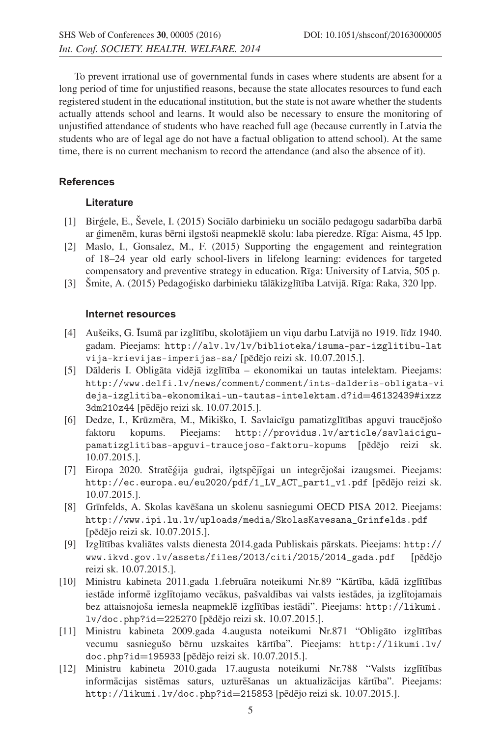To prevent irrational use of governmental funds in cases where students are absent for a long period of time for unjustified reasons, because the state allocates resources to fund each registered student in the educational institution, but the state is not aware whether the students actually attends school and learns. It would also be necessary to ensure the monitoring of unjustified attendance of students who have reached full age (because currently in Latvia the students who are of legal age do not have a factual obligation to attend school). At the same time, there is no current mechanism to record the attendance (and also the absence of it).

## References

### Literature

[1] Birģele, E., Ševele, I. (2015) Sociālo darbinieku un sociālo pedagogu sadarbība darbā ar ģimenēm, kuras bērni ilgstoši neapmeklē skolu: laba pieredze. Rīga: Aisma, 45 lpp.

[2] Maslo, I., Gonsalez, M., F. (2015) Supporting the engagement and reintegration of 18–24 year old early school-livers in lifelong learning: evidences for targeted compensatory and preventive strategy in education. Rīga: University of Latvia, 505 p.

[3] Šmite, A. (2015) Pedagoģisko darbinieku tālākizglītība Latvijā. Rīga: Raka, 320 lpp.

### Internet resources

[4] Aušeiks, G. Īsumā par izglītību, skolotājiem un viņu darbu Latvijā no 1919. līdz 1940. gadam. Pieejams: http://alv.lv/lv/biblioteka/isuma-par-izglitibu-latvija-krievijas-imperijas-sa/ [pēdējo reizi sk. 10.07.2015.].

[5] Dālderis I. Obligāta vidējā izglītība – ekonomikai un tautas intelektam. Pieejams: http://www.delfi.lv/news/comment/comment/ints-dalderis-obligata-videja-izglitiba-ekonomikai-un-tautas-intelektam.d?id=46132439#ixzz3dm210z44 [pēdējo reizi sk. 10.07.2015.].

[6] Dedze, I., Krūzmēra, M., Mikiško, I. Savlaicīgu pamatizglītības apguvi traucējošo faktoru kopums. Pieejams: http://providus.lv/article/savlaicigu-pamatizglitibas-apguvi-traucejoso-faktoru-kopums [pēdējo reizi sk. 10.07.2015.].

[7] Eiropa 2020. Stratēģija gudrai, ilgtspējīgai un integrējošai izaugsmei. Pieejams: http://ec.europa.eu/eu2020/pdf/1_LV_ACT_part1_v1.pdf [pēdējo reizi sk. 10.07.2015.].

[8] Grīnfelds, A. Skolas kavēšana un skolenu sasniegumi OECD PISA 2012. Pieejams: http://www.ipi.lu.lv/uploads/media/SkolasKavesana_Grinfelds.pdf [pēdējo reizi sk. 10.07.2015.].

[9] Izglītības kvaliātes valsts dienesta 2014.gada Publiskais pārskats. Pieejams: http://www.ikvd.gov.lv/assets/files/2013/citi/2015/2014_gada.pdf [pēdējo reizi sk. 10.07.2015.].

[10] Ministru kabineta 2011.gada 1.februāra noteikumi Nr.89 "Kārtība, kādā izglītības iestāde informē izglītojamo vecākus, pašvaldības vai valsts iestādes, ja izglītojamais bez attaisnojoša iemesla neapmeklē izglītības iestādi". Pieejams: http://likumi.lv/doc.php?id=225270 [pēdējo reizi sk. 10.07.2015.].

[11] Ministru kabineta 2009.gada 4.augusta noteikumi Nr.871 "Obligāto izglītības vecumu sasniegušo bērnu uzskaites kārtība". Pieejams: http://likumi.lv/doc.php?id=195933 [pēdējo reizi sk. 10.07.2015.].

[12] Ministru kabineta 2010.gada 17.augusta noteikumi Nr.788 "Valsts izglītības informācijas sistēmas saturs, uzturēšanas un aktualizācijas kārtība". Pieejams: http://likumi.lv/doc.php?id=215853 [pēdējo reizi sk. 10.07.2015.].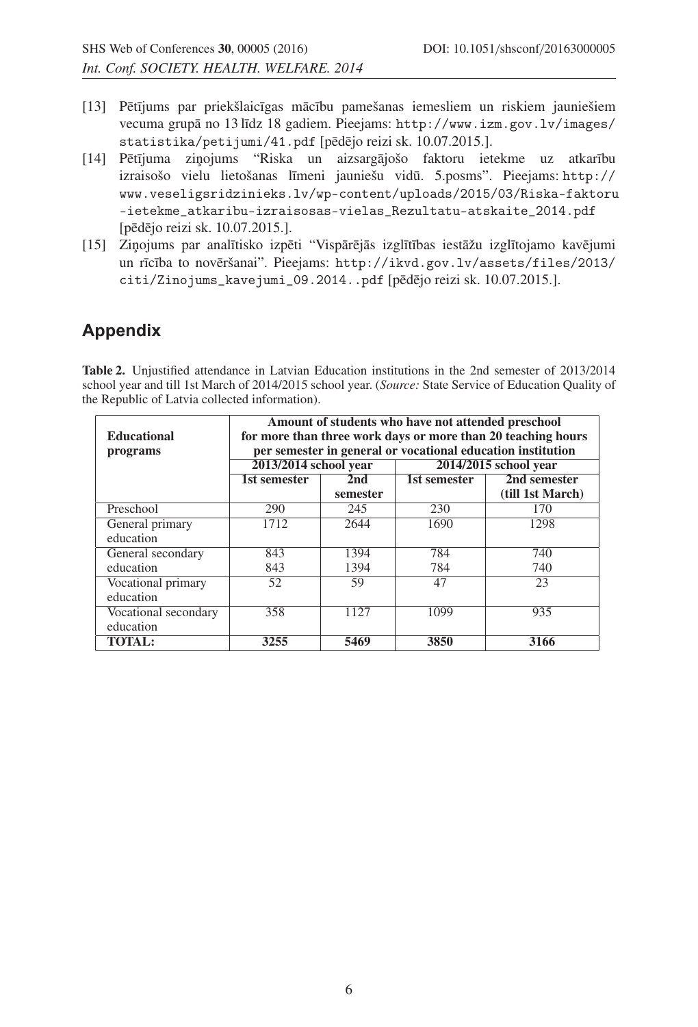[13] Pētījums par priekšlaicīgas mācību pamešanas iemesliem un riskiem jauniešiem vecuma grupā no 13 līdz 18 gadiem. Pieejams: http://www.izm.gov.lv/images/statistika/petijumi/41.pdf [pēdējo reizi sk. 10.07.2015.].

[14] Pētījuma ziņojums "Riska un aizsargājošo faktoru ietekme uz atkarību izraisošo vielu lietošanas līmeni jauniešu vidū. 5.posms". Pieejams: http://www.veseligsridzinieks.lv/wp-content/uploads/2015/03/Riska-faktoru-ietekme_atkaribu-izraisosas-vielas_Rezultatu-atskaite_2014.pdf [pēdējo reizi sk. 10.07.2015.].

[15] Ziņojums par analītisko izpēti "Vispārējās izglītības iestāžu izglītojamo kavējumi un rīcība to novēršanai". Pieejams: http://ikvd.gov.lv/assets/files/2013/citi/Zinojums_kavejumi_09.2014..pdf [pēdējo reizi sk. 10.07.2015.].

## Appendix

**Table 2.** Unjustified attendance in Latvian Education institutions in the 2nd semester of 2013/2014 school year and till 1st March of 2014/2015 school year. (*Source:* State Service of Education Quality of the Republic of Latvia collected information).

| **Educational programs** | **Amount of students who have not attended preschool for more than three work days or more than 20 teaching hours per semester in general or vocational education institution** | | | |
|---|---|---|---|---|
| | **2013/2014 school year** | | **2014/2015 school year** | |
| | **1st semester** | **2nd semester** | **1st semester** | **2nd semester (till 1st March)** |
| Preschool | 290 | 245 | 230 | 170 |
| General primary education | 1712 | 2644 | 1690 | 1298 |
| General secondary education | 843<br>843 | 1394<br>1394 | 784<br>784 | 740<br>740 |
| Vocational primary education | 52 | 59 | 47 | 23 |
| Vocational secondary education | 358 | 1127 | 1099 | 935 |
| **TOTAL:** | **3255** | **5469** | **3850** | **3166** |